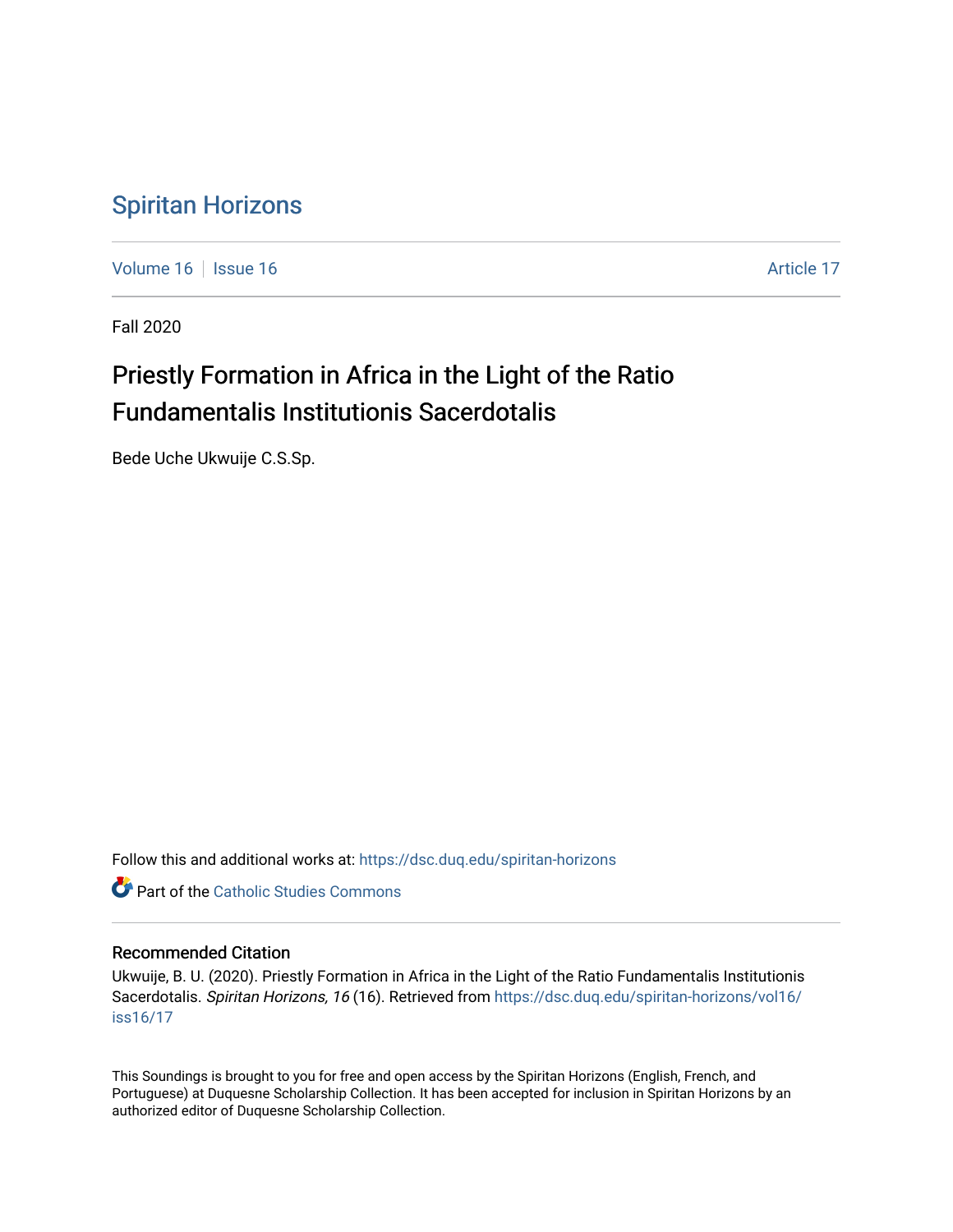# Spiritan Horizons

Volume 16 | Issue 16 | Article 17

Fall 2020

## Priestly Formation in Africa in the Light of the Ratio Fundamentalis Institutionis Sacerdotalis

Bede Uche Ukwuije C.S.Sp.

Follow this and additional works at: https://dsc.duq.edu/spiritan-horizons

Part of the Catholic Studies Commons

### Recommended Citation

Ukwuije, B. U. (2020). Priestly Formation in Africa in the Light of the Ratio Fundamentalis Institutionis Sacerdotalis. *Spiritan Horizons, 16* (16). Retrieved from https://dsc.duq.edu/spiritan-horizons/vol16/iss16/17

This Soundings is brought to you for free and open access by the Spiritan Horizons (English, French, and Portuguese) at Duquesne Scholarship Collection. It has been accepted for inclusion in Spiritan Horizons by an authorized editor of Duquesne Scholarship Collection.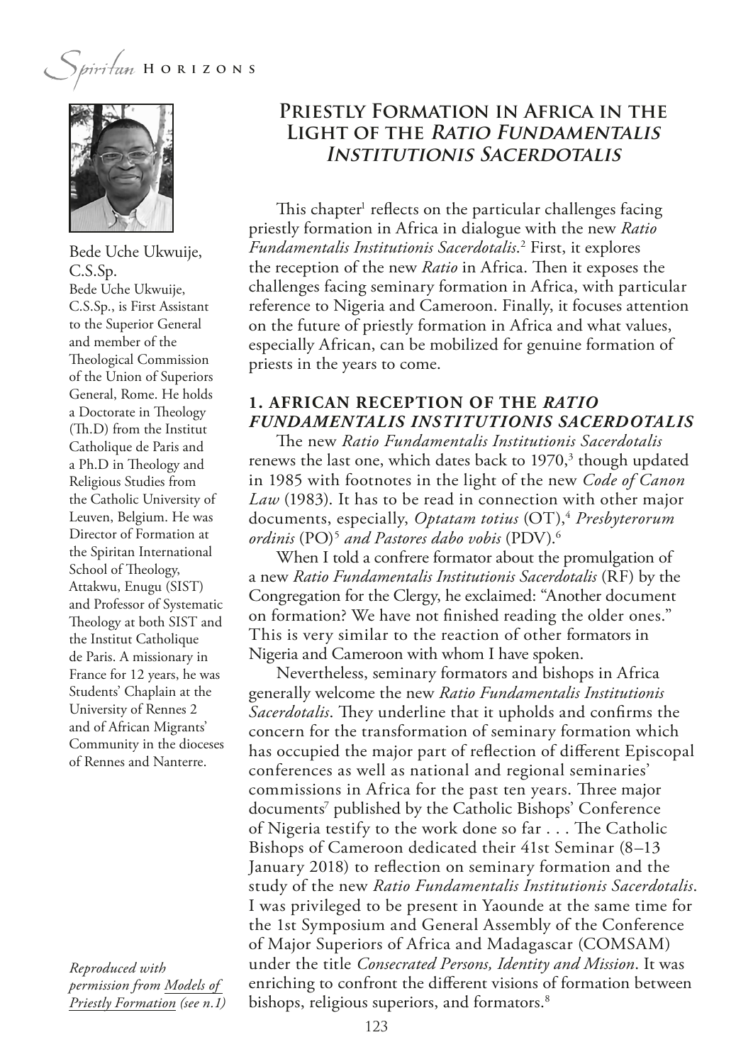# Priestly Formation in Africa in the Light of the *Ratio Fundamentalis Institutionis Sacerdotalis*

Bede Uche Ukwuije, C.S.Sp.

Bede Uche Ukwuije, C.S.Sp., is First Assistant to the Superior General and member of the Theological Commission of the Union of Superiors General, Rome. He holds a Doctorate in Theology (Th.D) from the Institut Catholique de Paris and a Ph.D in Theology and Religious Studies from the Catholic University of Leuven, Belgium. He was Director of Formation at the Spiritan International School of Theology, Attakwu, Enugu (SIST) and Professor of Systematic Theology at both SIST and the Institut Catholique de Paris. A missionary in France for 12 years, he was Students' Chaplain at the University of Rennes 2 and of African Migrants' Community in the dioceses of Rennes and Nanterre.

*Reproduced with permission from Models of Priestly Formation (see n.1)*

This chapter[1] reflects on the particular challenges facing priestly formation in Africa in dialogue with the new *Ratio Fundamentalis Institutionis Sacerdotalis*.[2] First, it explores the reception of the new *Ratio* in Africa. Then it exposes the challenges facing seminary formation in Africa, with particular reference to Nigeria and Cameroon. Finally, it focuses attention on the future of priestly formation in Africa and what values, especially African, can be mobilized for genuine formation of priests in the years to come.

## 1. African Reception of the *Ratio Fundamentalis Institutionis Sacerdotalis*

The new *Ratio Fundamentalis Institutionis Sacerdotalis* renews the last one, which dates back to 1970,[3] though updated in 1985 with footnotes in the light of the new *Code of Canon Law* (1983). It has to be read in connection with other major documents, especially, *Optatam totius* (OT),[4] *Presbyterorum ordinis* (PO)[5] *and Pastores dabo vobis* (PDV).[6]

When I told a confrere formator about the promulgation of a new *Ratio Fundamentalis Institutionis Sacerdotalis* (RF) by the Congregation for the Clergy, he exclaimed: "Another document on formation? We have not finished reading the older ones." This is very similar to the reaction of other formators in Nigeria and Cameroon with whom I have spoken.

Nevertheless, seminary formators and bishops in Africa generally welcome the new *Ratio Fundamentalis Institutionis Sacerdotalis*. They underline that it upholds and confirms the concern for the transformation of seminary formation which has occupied the major part of reflection of different Episcopal conferences as well as national and regional seminaries' commissions in Africa for the past ten years. Three major documents[7] published by the Catholic Bishops' Conference of Nigeria testify to the work done so far . . . The Catholic Bishops of Cameroon dedicated their 41st Seminar (8–13 January 2018) to reflection on seminary formation and the study of the new *Ratio Fundamentalis Institutionis Sacerdotalis*. I was privileged to be present in Yaounde at the same time for the 1st Symposium and General Assembly of the Conference of Major Superiors of Africa and Madagascar (COMSAM) under the title *Consecrated Persons, Identity and Mission*. It was enriching to confront the different visions of formation between bishops, religious superiors, and formators.[8]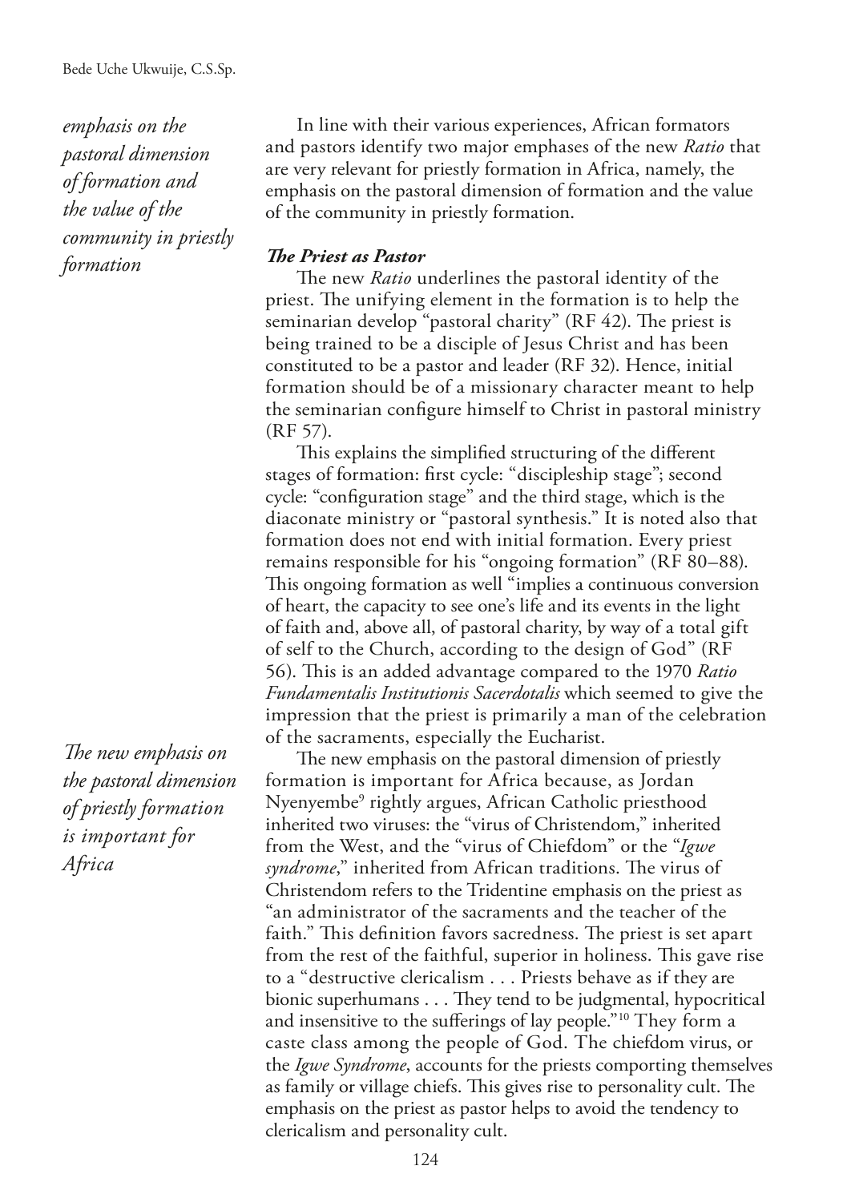*emphasis on the pastoral dimension of formation and the value of the community in priestly formation*

In line with their various experiences, African formators and pastors identify two major emphases of the new *Ratio* that are very relevant for priestly formation in Africa, namely, the emphasis on the pastoral dimension of formation and the value of the community in priestly formation.

***The Priest as Pastor***

The new *Ratio* underlines the pastoral identity of the priest. The unifying element in the formation is to help the seminarian develop "pastoral charity" (RF 42). The priest is being trained to be a disciple of Jesus Christ and has been constituted to be a pastor and leader (RF 32). Hence, initial formation should be of a missionary character meant to help the seminarian configure himself to Christ in pastoral ministry (RF 57).

This explains the simplified structuring of the different stages of formation: first cycle: "discipleship stage"; second cycle: "configuration stage" and the third stage, which is the diaconate ministry or "pastoral synthesis." It is noted also that formation does not end with initial formation. Every priest remains responsible for his "ongoing formation" (RF 80–88). This ongoing formation as well "implies a continuous conversion of heart, the capacity to see one's life and its events in the light of faith and, above all, of pastoral charity, by way of a total gift of self to the Church, according to the design of God" (RF 56). This is an added advantage compared to the 1970 *Ratio Fundamentalis Institutionis Sacerdotalis* which seemed to give the impression that the priest is primarily a man of the celebration of the sacraments, especially the Eucharist.

*The new emphasis on the pastoral dimension of priestly formation is important for Africa*

The new emphasis on the pastoral dimension of priestly formation is important for Africa because, as Jordan Nyenyembe[9] rightly argues, African Catholic priesthood inherited two viruses: the "virus of Christendom," inherited from the West, and the "virus of Chiefdom" or the "*Igwe syndrome*," inherited from African traditions. The virus of Christendom refers to the Tridentine emphasis on the priest as "an administrator of the sacraments and the teacher of the faith." This definition favors sacredness. The priest is set apart from the rest of the faithful, superior in holiness. This gave rise to a "destructive clericalism . . . Priests behave as if they are bionic superhumans . . . They tend to be judgmental, hypocritical and insensitive to the sufferings of lay people."[10] They form a caste class among the people of God. The chiefdom virus, or the *Igwe Syndrome*, accounts for the priests comporting themselves as family or village chiefs. This gives rise to personality cult. The emphasis on the priest as pastor helps to avoid the tendency to clericalism and personality cult.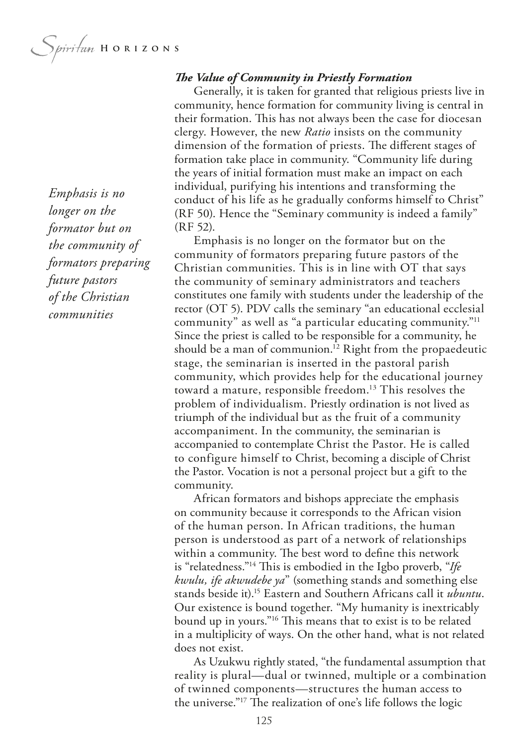***The Value of Community in Priestly Formation***

Generally, it is taken for granted that religious priests live in community, hence formation for community living is central in their formation. This has not always been the case for diocesan clergy. However, the new *Ratio* insists on the community dimension of the formation of priests. The different stages of formation take place in community. "Community life during the years of initial formation must make an impact on each individual, purifying his intentions and transforming the conduct of his life as he gradually conforms himself to Christ" (RF 50). Hence the "Seminary community is indeed a family" (RF 52).

*Emphasis is no longer on the formator but on the community of formators preparing future pastors of the Christian communities*

Emphasis is no longer on the formator but on the community of formators preparing future pastors of the Christian communities. This is in line with OT that says the community of seminary administrators and teachers constitutes one family with students under the leadership of the rector (OT 5). PDV calls the seminary "an educational ecclesial community" as well as "a particular educating community."[11] Since the priest is called to be responsible for a community, he should be a man of communion.[12] Right from the propaedeutic stage, the seminarian is inserted in the pastoral parish community, which provides help for the educational journey toward a mature, responsible freedom.[13] This resolves the problem of individualism. Priestly ordination is not lived as triumph of the individual but as the fruit of a community accompaniment. In the community, the seminarian is accompanied to contemplate Christ the Pastor. He is called to configure himself to Christ, becoming a disciple of Christ the Pastor. Vocation is not a personal project but a gift to the community.

African formators and bishops appreciate the emphasis on community because it corresponds to the African vision of the human person. In African traditions, the human person is understood as part of a network of relationships within a community. The best word to define this network is "relatedness."[14] This is embodied in the Igbo proverb, "*Ife kwulu, ife akwudebe ya*" (something stands and something else stands beside it).[15] Eastern and Southern Africans call it *ubuntu*. Our existence is bound together. "My humanity is inextricably bound up in yours."[16] This means that to exist is to be related in a multiplicity of ways. On the other hand, what is not related does not exist.

As Uzukwu rightly stated, "the fundamental assumption that reality is plural—dual or twinned, multiple or a combination of twinned components—structures the human access to the universe."[17] The realization of one's life follows the logic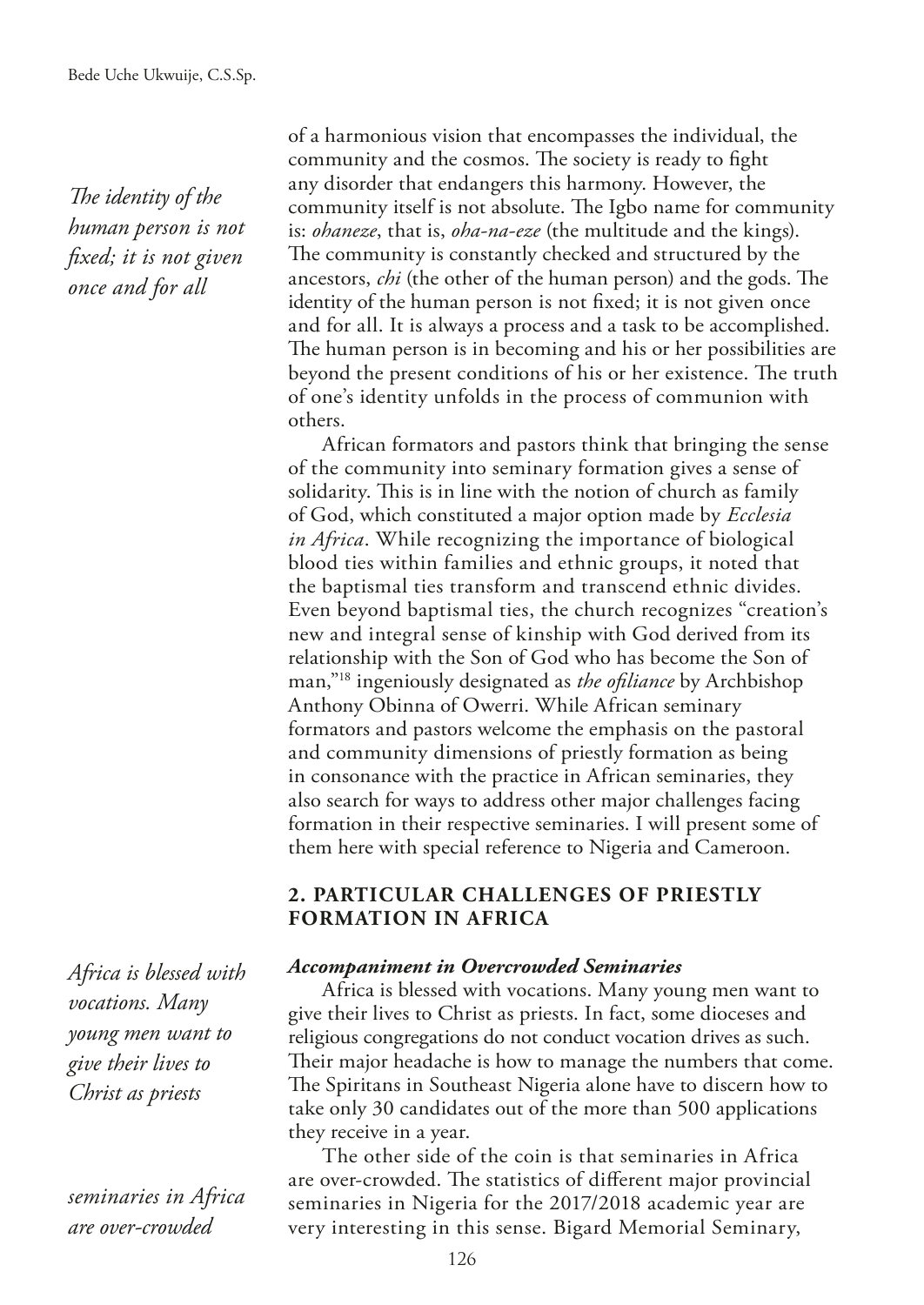of a harmonious vision that encompasses the individual, the community and the cosmos. The society is ready to fight any disorder that endangers this harmony. However, the community itself is not absolute. The Igbo name for community is: *ohaneze*, that is, *oha-na-eze* (the multitude and the kings). The community is constantly checked and structured by the ancestors, *chi* (the other of the human person) and the gods. The identity of the human person is not fixed; it is not given once and for all. It is always a process and a task to be accomplished. The human person is in becoming and his or her possibilities are beyond the present conditions of his or her existence. The truth of one's identity unfolds in the process of communion with others.

*The identity of the human person is not fixed; it is not given once and for all*

African formators and pastors think that bringing the sense of the community into seminary formation gives a sense of solidarity. This is in line with the notion of church as family of God, which constituted a major option made by *Ecclesia in Africa*. While recognizing the importance of biological blood ties within families and ethnic groups, it noted that the baptismal ties transform and transcend ethnic divides. Even beyond baptismal ties, the church recognizes "creation's new and integral sense of kinship with God derived from its relationship with the Son of God who has become the Son of man,"[18] ingeniously designated as *the ofiliance* by Archbishop Anthony Obinna of Owerri. While African seminary formators and pastors welcome the emphasis on the pastoral and community dimensions of priestly formation as being in consonance with the practice in African seminaries, they also search for ways to address other major challenges facing formation in their respective seminaries. I will present some of them here with special reference to Nigeria and Cameroon.

## 2. PARTICULAR CHALLENGES OF PRIESTLY FORMATION IN AFRICA

### *Accompaniment in Overcrowded Seminaries*

Africa is blessed with vocations. Many young men want to give their lives to Christ as priests. In fact, some dioceses and religious congregations do not conduct vocation drives as such. Their major headache is how to manage the numbers that come. The Spiritans in Southeast Nigeria alone have to discern how to take only 30 candidates out of the more than 500 applications they receive in a year.

*Africa is blessed with vocations. Many young men want to give their lives to Christ as priests*

The other side of the coin is that seminaries in Africa are over-crowded. The statistics of different major provincial seminaries in Nigeria for the 2017/2018 academic year are very interesting in this sense. Bigard Memorial Seminary,

*seminaries in Africa are over-crowded*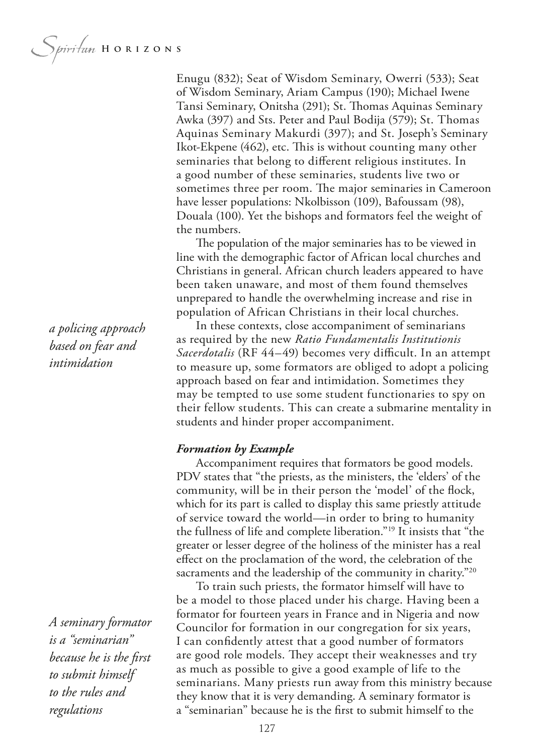Enugu (832); Seat of Wisdom Seminary, Owerri (533); Seat of Wisdom Seminary, Ariam Campus (190); Michael Iwene Tansi Seminary, Onitsha (291); St. Thomas Aquinas Seminary Awka (397) and Sts. Peter and Paul Bodija (579); St. Thomas Aquinas Seminary Makurdi (397); and St. Joseph's Seminary Ikot-Ekpene (462), etc. This is without counting many other seminaries that belong to different religious institutes. In a good number of these seminaries, students live two or sometimes three per room. The major seminaries in Cameroon have lesser populations: Nkolbisson (109), Bafoussam (98), Douala (100). Yet the bishops and formators feel the weight of the numbers.

The population of the major seminaries has to be viewed in line with the demographic factor of African local churches and Christians in general. African church leaders appeared to have been taken unaware, and most of them found themselves unprepared to handle the overwhelming increase and rise in population of African Christians in their local churches.

*a policing approach based on fear and intimidation*

In these contexts, close accompaniment of seminarians as required by the new *Ratio Fundamentalis Institutionis Sacerdotalis* (RF 44–49) becomes very difficult. In an attempt to measure up, some formators are obliged to adopt a policing approach based on fear and intimidation. Sometimes they may be tempted to use some student functionaries to spy on their fellow students. This can create a submarine mentality in students and hinder proper accompaniment.

### *Formation by Example*

Accompaniment requires that formators be good models. PDV states that "the priests, as the ministers, the 'elders' of the community, will be in their person the 'model' of the flock, which for its part is called to display this same priestly attitude of service toward the world—in order to bring to humanity the fullness of life and complete liberation."[19] It insists that "the greater or lesser degree of the holiness of the minister has a real effect on the proclamation of the word, the celebration of the sacraments and the leadership of the community in charity."[20]

*A seminary formator is a "seminarian" because he is the first to submit himself to the rules and regulations*

To train such priests, the formator himself will have to be a model to those placed under his charge. Having been a formator for fourteen years in France and in Nigeria and now Councilor for formation in our congregation for six years, I can confidently attest that a good number of formators are good role models. They accept their weaknesses and try as much as possible to give a good example of life to the seminarians. Many priests run away from this ministry because they know that it is very demanding. A seminary formator is a "seminarian" because he is the first to submit himself to the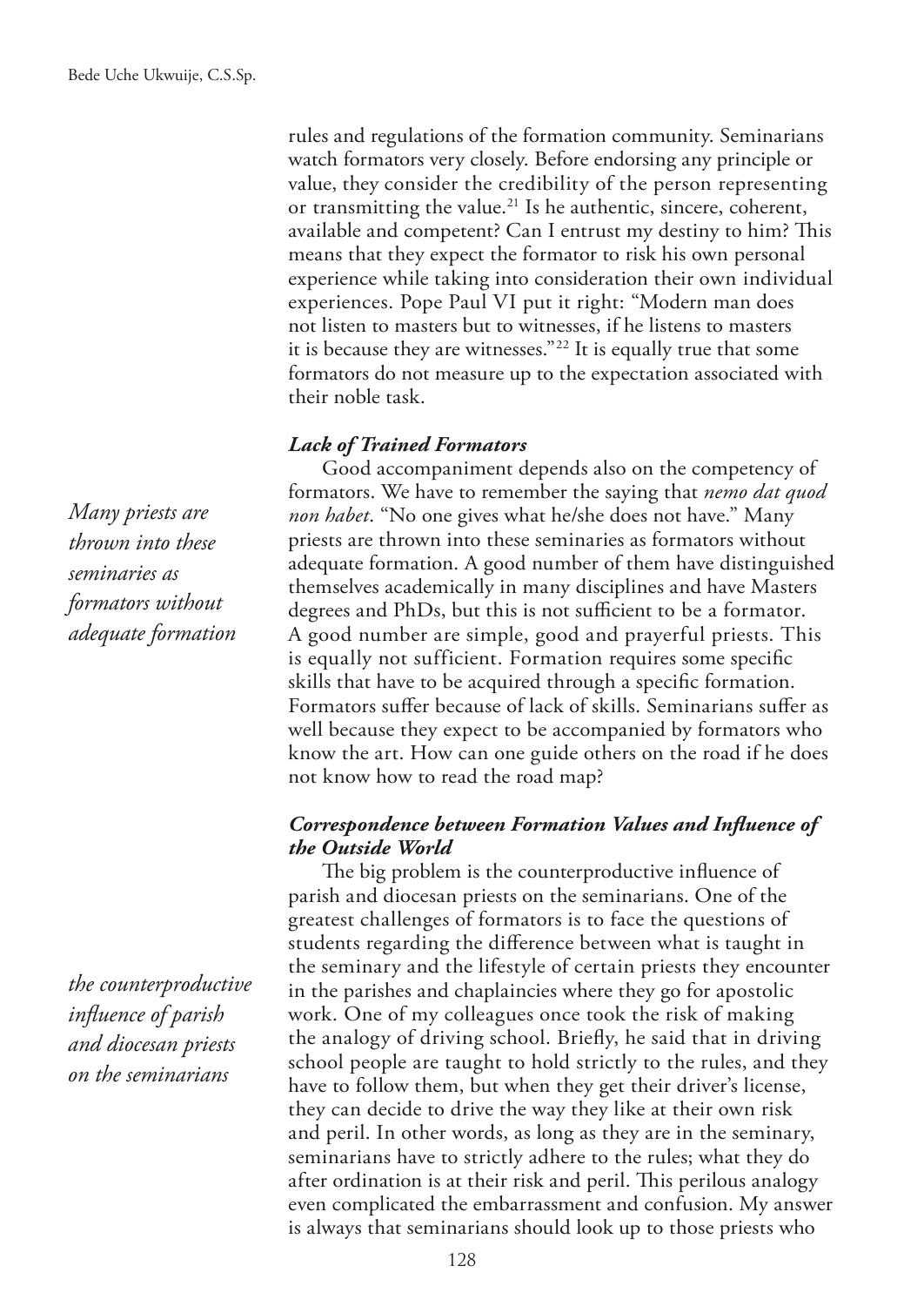rules and regulations of the formation community. Seminarians watch formators very closely. Before endorsing any principle or value, they consider the credibility of the person representing or transmitting the value.[21] Is he authentic, sincere, coherent, available and competent? Can I entrust my destiny to him? This means that they expect the formator to risk his own personal experience while taking into consideration their own individual experiences. Pope Paul VI put it right: "Modern man does not listen to masters but to witnesses, if he listens to masters it is because they are witnesses."[22] It is equally true that some formators do not measure up to the expectation associated with their noble task.

### *Lack of Trained Formators*

*Many priests are thrown into these seminaries as formators without adequate formation*

Good accompaniment depends also on the competency of formators. We have to remember the saying that *nemo dat quod non habet*. "No one gives what he/she does not have." Many priests are thrown into these seminaries as formators without adequate formation. A good number of them have distinguished themselves academically in many disciplines and have Masters degrees and PhDs, but this is not sufficient to be a formator. A good number are simple, good and prayerful priests. This is equally not sufficient. Formation requires some specific skills that have to be acquired through a specific formation. Formators suffer because of lack of skills. Seminarians suffer as well because they expect to be accompanied by formators who know the art. How can one guide others on the road if he does not know how to read the road map?

### *Correspondence between Formation Values and Influence of the Outside World*

*the counterproductive influence of parish and diocesan priests on the seminarians*

The big problem is the counterproductive influence of parish and diocesan priests on the seminarians. One of the greatest challenges of formators is to face the questions of students regarding the difference between what is taught in the seminary and the lifestyle of certain priests they encounter in the parishes and chaplaincies where they go for apostolic work. One of my colleagues once took the risk of making the analogy of driving school. Briefly, he said that in driving school people are taught to hold strictly to the rules, and they have to follow them, but when they get their driver's license, they can decide to drive the way they like at their own risk and peril. In other words, as long as they are in the seminary, seminarians have to strictly adhere to the rules; what they do after ordination is at their risk and peril. This perilous analogy even complicated the embarrassment and confusion. My answer is always that seminarians should look up to those priests who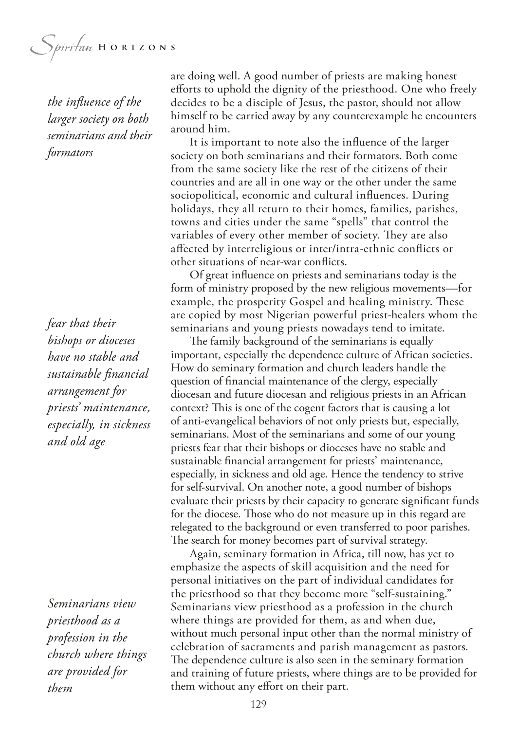are doing well. A good number of priests are making honest efforts to uphold the dignity of the priesthood. One who freely decides to be a disciple of Jesus, the pastor, should not allow himself to be carried away by any counterexample he encounters around him.

*the influence of the larger society on both seminarians and their formators*

It is important to note also the influence of the larger society on both seminarians and their formators. Both come from the same society like the rest of the citizens of their countries and are all in one way or the other under the same sociopolitical, economic and cultural influences. During holidays, they all return to their homes, families, parishes, towns and cities under the same "spells" that control the variables of every other member of society. They are also affected by interreligious or inter/intra-ethnic conflicts or other situations of near-war conflicts.

Of great influence on priests and seminarians today is the form of ministry proposed by the new religious movements—for example, the prosperity Gospel and healing ministry. These are copied by most Nigerian powerful priest-healers whom the seminarians and young priests nowadays tend to imitate.

*fear that their bishops or dioceses have no stable and sustainable financial arrangement for priests' maintenance, especially, in sickness and old age*

The family background of the seminarians is equally important, especially the dependence culture of African societies. How do seminary formation and church leaders handle the question of financial maintenance of the clergy, especially diocesan and future diocesan and religious priests in an African context? This is one of the cogent factors that is causing a lot of anti-evangelical behaviors of not only priests but, especially, seminarians. Most of the seminarians and some of our young priests fear that their bishops or dioceses have no stable and sustainable financial arrangement for priests' maintenance, especially, in sickness and old age. Hence the tendency to strive for self-survival. On another note, a good number of bishops evaluate their priests by their capacity to generate significant funds for the diocese. Those who do not measure up in this regard are relegated to the background or even transferred to poor parishes. The search for money becomes part of survival strategy.

*Seminarians view priesthood as a profession in the church where things are provided for them*

Again, seminary formation in Africa, till now, has yet to emphasize the aspects of skill acquisition and the need for personal initiatives on the part of individual candidates for the priesthood so that they become more "self-sustaining." Seminarians view priesthood as a profession in the church where things are provided for them, as and when due, without much personal input other than the normal ministry of celebration of sacraments and parish management as pastors. The dependence culture is also seen in the seminary formation and training of future priests, where things are to be provided for them without any effort on their part.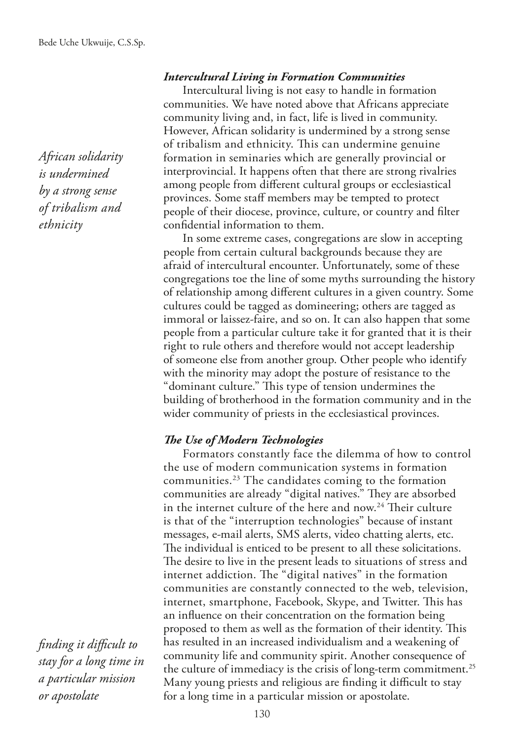### *Intercultural Living in Formation Communities*

Intercultural living is not easy to handle in formation communities. We have noted above that Africans appreciate community living and, in fact, life is lived in community. However, African solidarity is undermined by a strong sense of tribalism and ethnicity. This can undermine genuine formation in seminaries which are generally provincial or interprovincial. It happens often that there are strong rivalries among people from different cultural groups or ecclesiastical provinces. Some staff members may be tempted to protect people of their diocese, province, culture, or country and filter confidential information to them.

*African solidarity is undermined by a strong sense of tribalism and ethnicity*

In some extreme cases, congregations are slow in accepting people from certain cultural backgrounds because they are afraid of intercultural encounter. Unfortunately, some of these congregations toe the line of some myths surrounding the history of relationship among different cultures in a given country. Some cultures could be tagged as domineering; others are tagged as immoral or laissez-faire, and so on. It can also happen that some people from a particular culture take it for granted that it is their right to rule others and therefore would not accept leadership of someone else from another group. Other people who identify with the minority may adopt the posture of resistance to the "dominant culture." This type of tension undermines the building of brotherhood in the formation community and in the wider community of priests in the ecclesiastical provinces.

### *The Use of Modern Technologies*

Formators constantly face the dilemma of how to control the use of modern communication systems in formation communities.[23] The candidates coming to the formation communities are already "digital natives." They are absorbed in the internet culture of the here and now.[24] Their culture is that of the "interruption technologies" because of instant messages, e-mail alerts, SMS alerts, video chatting alerts, etc. The individual is enticed to be present to all these solicitations. The desire to live in the present leads to situations of stress and internet addiction. The "digital natives" in the formation communities are constantly connected to the web, television, internet, smartphone, Facebook, Skype, and Twitter. This has an influence on their concentration on the formation being proposed to them as well as the formation of their identity. This has resulted in an increased individualism and a weakening of community life and community spirit. Another consequence of the culture of immediacy is the crisis of long-term commitment.[25] Many young priests and religious are finding it difficult to stay for a long time in a particular mission or apostolate.

*finding it difficult to stay for a long time in a particular mission or apostolate*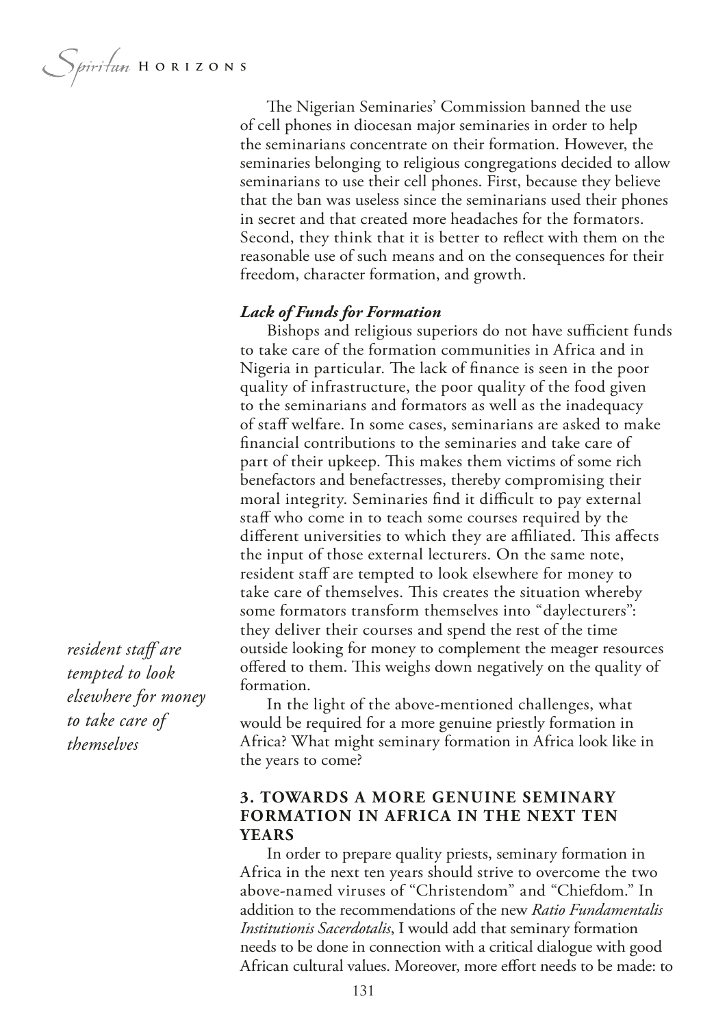The Nigerian Seminaries' Commission banned the use of cell phones in diocesan major seminaries in order to help the seminarians concentrate on their formation. However, the seminaries belonging to religious congregations decided to allow seminarians to use their cell phones. First, because they believe that the ban was useless since the seminarians used their phones in secret and that created more headaches for the formators. Second, they think that it is better to reflect with them on the reasonable use of such means and on the consequences for their freedom, character formation, and growth.

***Lack of Funds for Formation***

Bishops and religious superiors do not have sufficient funds to take care of the formation communities in Africa and in Nigeria in particular. The lack of finance is seen in the poor quality of infrastructure, the poor quality of the food given to the seminarians and formators as well as the inadequacy of staff welfare. In some cases, seminarians are asked to make financial contributions to the seminaries and take care of part of their upkeep. This makes them victims of some rich benefactors and benefactresses, thereby compromising their moral integrity. Seminaries find it difficult to pay external staff who come in to teach some courses required by the different universities to which they are affiliated. This affects the input of those external lecturers. On the same note, resident staff are tempted to look elsewhere for money to take care of themselves. This creates the situation whereby some formators transform themselves into "daylecturers": they deliver their courses and spend the rest of the time outside looking for money to complement the meager resources offered to them. This weighs down negatively on the quality of formation.

*resident staff are tempted to look elsewhere for money to take care of themselves*

In the light of the above-mentioned challenges, what would be required for a more genuine priestly formation in Africa? What might seminary formation in Africa look like in the years to come?

## 3. TOWARDS A MORE GENUINE SEMINARY FORMATION IN AFRICA IN THE NEXT TEN YEARS

In order to prepare quality priests, seminary formation in Africa in the next ten years should strive to overcome the two above-named viruses of "Christendom" and "Chiefdom." In addition to the recommendations of the new *Ratio Fundamentalis Institutionis Sacerdotalis*, I would add that seminary formation needs to be done in connection with a critical dialogue with good African cultural values. Moreover, more effort needs to be made: to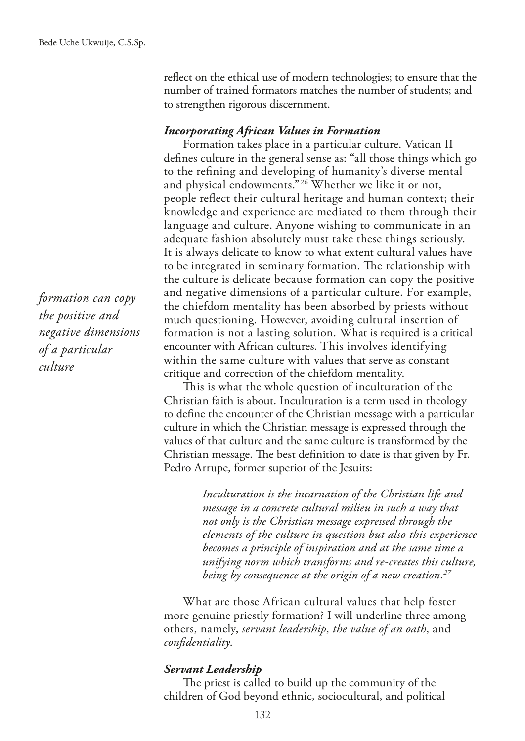reflect on the ethical use of modern technologies; to ensure that the number of trained formators matches the number of students; and to strengthen rigorous discernment.

### *Incorporating African Values in Formation*

Formation takes place in a particular culture. Vatican II defines culture in the general sense as: "all those things which go to the refining and developing of humanity's diverse mental and physical endowments."[26] Whether we like it or not, people reflect their cultural heritage and human context; their knowledge and experience are mediated to them through their language and culture. Anyone wishing to communicate in an adequate fashion absolutely must take these things seriously. It is always delicate to know to what extent cultural values have to be integrated in seminary formation. The relationship with the culture is delicate because formation can copy the positive and negative dimensions of a particular culture. For example, the chiefdom mentality has been absorbed by priests without much questioning. However, avoiding cultural insertion of formation is not a lasting solution. What is required is a critical encounter with African cultures. This involves identifying within the same culture with values that serve as constant critique and correction of the chiefdom mentality.

*formation can copy the positive and negative dimensions of a particular culture*

This is what the whole question of inculturation of the Christian faith is about. Inculturation is a term used in theology to define the encounter of the Christian message with a particular culture in which the Christian message is expressed through the values of that culture and the same culture is transformed by the Christian message. The best definition to date is that given by Fr. Pedro Arrupe, former superior of the Jesuits:

> *Inculturation is the incarnation of the Christian life and message in a concrete cultural milieu in such a way that not only is the Christian message expressed through the elements of the culture in question but also this experience becomes a principle of inspiration and at the same time a unifying norm which transforms and re-creates this culture, being by consequence at the origin of a new creation.*[27]

What are those African cultural values that help foster more genuine priestly formation? I will underline three among others, namely, *servant leadership*, *the value of an oath*, and *confidentiality*.

### *Servant Leadership*

The priest is called to build up the community of the children of God beyond ethnic, sociocultural, and political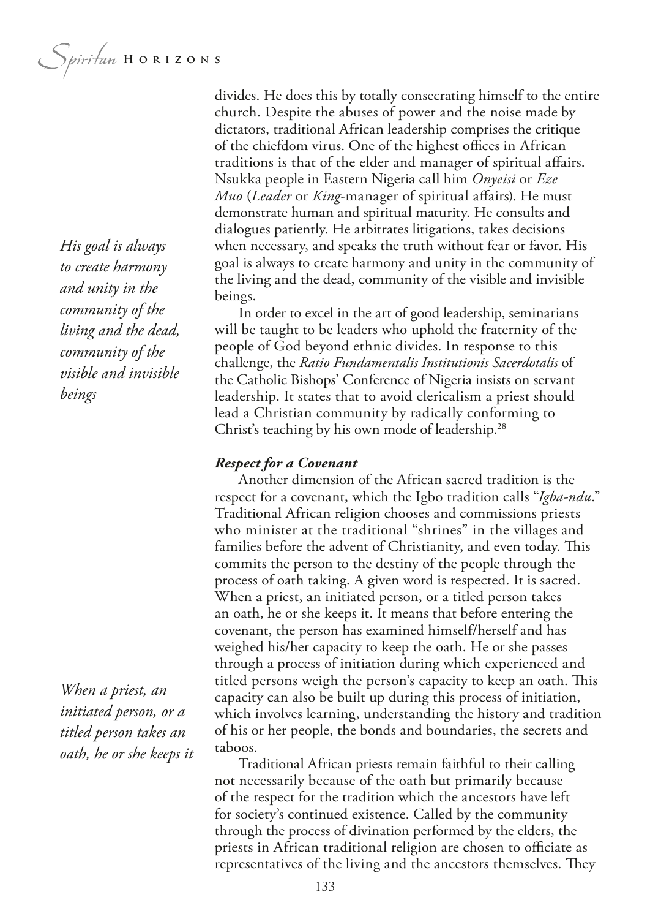divides. He does this by totally consecrating himself to the entire church. Despite the abuses of power and the noise made by dictators, traditional African leadership comprises the critique of the chiefdom virus. One of the highest offices in African traditions is that of the elder and manager of spiritual affairs. Nsukka people in Eastern Nigeria call him *Onyeisi* or *Eze Muo* (*Leader* or *King*-manager of spiritual affairs). He must demonstrate human and spiritual maturity. He consults and dialogues patiently. He arbitrates litigations, takes decisions when necessary, and speaks the truth without fear or favor. His goal is always to create harmony and unity in the community of the living and the dead, community of the visible and invisible beings.

*His goal is always to create harmony and unity in the community of the living and the dead, community of the visible and invisible beings*

In order to excel in the art of good leadership, seminarians will be taught to be leaders who uphold the fraternity of the people of God beyond ethnic divides. In response to this challenge, the *Ratio Fundamentalis Institutionis Sacerdotalis* of the Catholic Bishops' Conference of Nigeria insists on servant leadership. It states that to avoid clericalism a priest should lead a Christian community by radically conforming to Christ's teaching by his own mode of leadership.[28]

### ***Respect for a Covenant***

Another dimension of the African sacred tradition is the respect for a covenant, which the Igbo tradition calls "*Igba-ndu*." Traditional African religion chooses and commissions priests who minister at the traditional "shrines" in the villages and families before the advent of Christianity, and even today. This commits the person to the destiny of the people through the process of oath taking. A given word is respected. It is sacred. When a priest, an initiated person, or a titled person takes an oath, he or she keeps it. It means that before entering the covenant, the person has examined himself/herself and has weighed his/her capacity to keep the oath. He or she passes through a process of initiation during which experienced and titled persons weigh the person's capacity to keep an oath. This capacity can also be built up during this process of initiation, which involves learning, understanding the history and tradition of his or her people, the bonds and boundaries, the secrets and taboos.

*When a priest, an initiated person, or a titled person takes an oath, he or she keeps it*

Traditional African priests remain faithful to their calling not necessarily because of the oath but primarily because of the respect for the tradition which the ancestors have left for society's continued existence. Called by the community through the process of divination performed by the elders, the priests in African traditional religion are chosen to officiate as representatives of the living and the ancestors themselves. They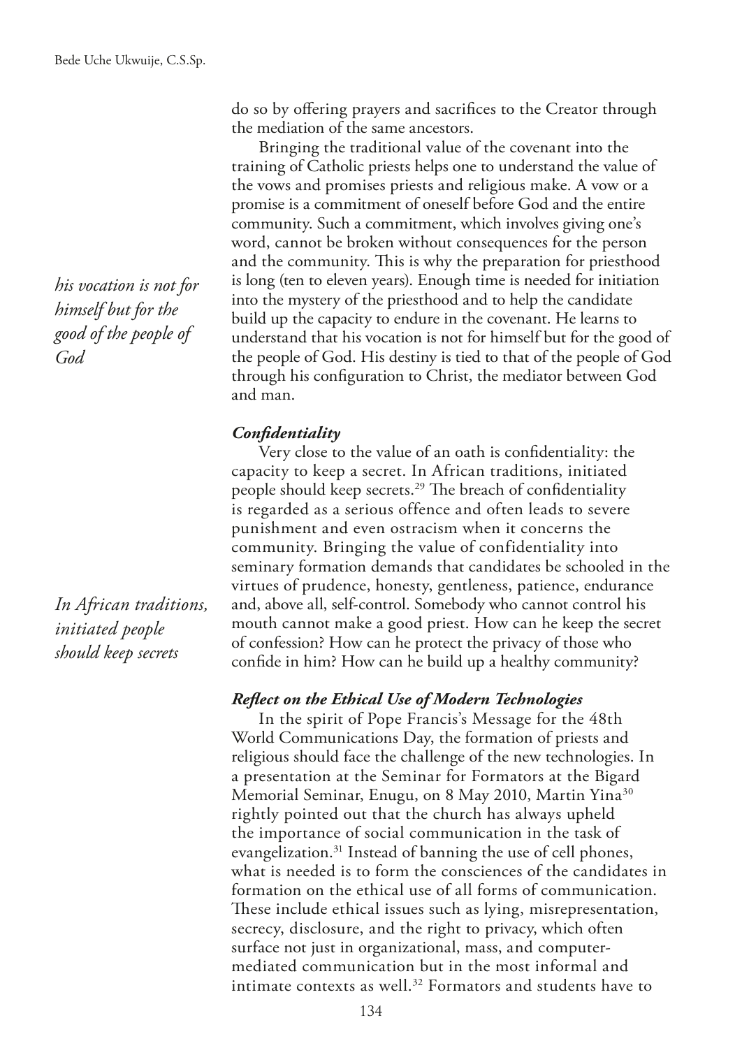do so by offering prayers and sacrifices to the Creator through the mediation of the same ancestors.

Bringing the traditional value of the covenant into the training of Catholic priests helps one to understand the value of the vows and promises priests and religious make. A vow or a promise is a commitment of oneself before God and the entire community. Such a commitment, which involves giving one's word, cannot be broken without consequences for the person and the community. This is why the preparation for priesthood is long (ten to eleven years). Enough time is needed for initiation into the mystery of the priesthood and to help the candidate build up the capacity to endure in the covenant. He learns to understand that his vocation is not for himself but for the good of the people of God. His destiny is tied to that of the people of God through his configuration to Christ, the mediator between God and man.

*his vocation is not for himself but for the good of the people of God*

### *Confidentiality*

Very close to the value of an oath is confidentiality: the capacity to keep a secret. In African traditions, initiated people should keep secrets.[29] The breach of confidentiality is regarded as a serious offence and often leads to severe punishment and even ostracism when it concerns the community. Bringing the value of confidentiality into seminary formation demands that candidates be schooled in the virtues of prudence, honesty, gentleness, patience, endurance and, above all, self-control. Somebody who cannot control his mouth cannot make a good priest. How can he keep the secret of confession? How can he protect the privacy of those who confide in him? How can he build up a healthy community?

*In African traditions, initiated people should keep secrets*

### *Reflect on the Ethical Use of Modern Technologies*

In the spirit of Pope Francis's Message for the 48th World Communications Day, the formation of priests and religious should face the challenge of the new technologies. In a presentation at the Seminar for Formators at the Bigard Memorial Seminar, Enugu, on 8 May 2010, Martin Yina[30] rightly pointed out that the church has always upheld the importance of social communication in the task of evangelization.[31] Instead of banning the use of cell phones, what is needed is to form the consciences of the candidates in formation on the ethical use of all forms of communication. These include ethical issues such as lying, misrepresentation, secrecy, disclosure, and the right to privacy, which often surface not just in organizational, mass, and computer-mediated communication but in the most informal and intimate contexts as well.[32] Formators and students have to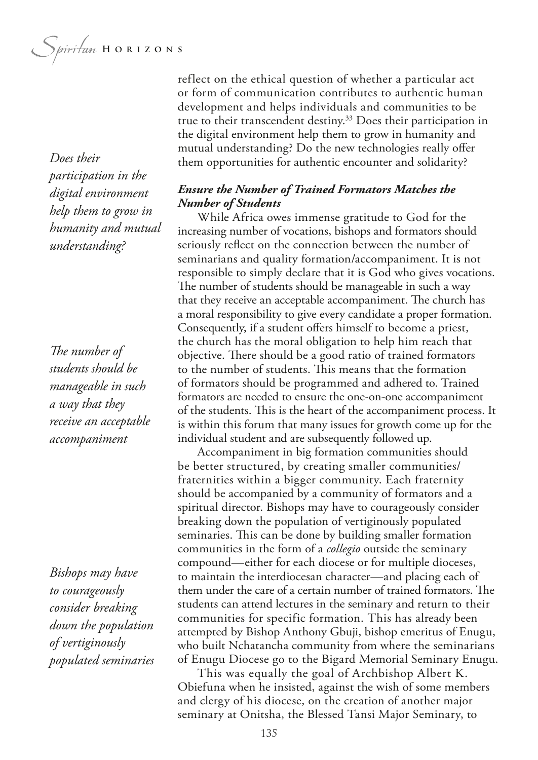reflect on the ethical question of whether a particular act or form of communication contributes to authentic human development and helps individuals and communities to be true to their transcendent destiny.[33] Does their participation in the digital environment help them to grow in humanity and mutual understanding? Do the new technologies really offer them opportunities for authentic encounter and solidarity?

*Does their participation in the digital environment help them to grow in humanity and mutual understanding?*

### *Ensure the Number of Trained Formators Matches the Number of Students*

While Africa owes immense gratitude to God for the increasing number of vocations, bishops and formators should seriously reflect on the connection between the number of seminarians and quality formation/accompaniment. It is not responsible to simply declare that it is God who gives vocations. The number of students should be manageable in such a way that they receive an acceptable accompaniment. The church has a moral responsibility to give every candidate a proper formation. Consequently, if a student offers himself to become a priest, the church has the moral obligation to help him reach that objective. There should be a good ratio of trained formators to the number of students. This means that the formation of formators should be programmed and adhered to. Trained formators are needed to ensure the one-on-one accompaniment of the students. This is the heart of the accompaniment process. It is within this forum that many issues for growth come up for the individual student and are subsequently followed up.

*The number of students should be manageable in such a way that they receive an acceptable accompaniment*

Accompaniment in big formation communities should be better structured, by creating smaller communities/fraternities within a bigger community. Each fraternity should be accompanied by a community of formators and a spiritual director. Bishops may have to courageously consider breaking down the population of vertiginously populated seminaries. This can be done by building smaller formation communities in the form of a *collegio* outside the seminary compound—either for each diocese or for multiple dioceses, to maintain the interdiocesan character—and placing each of them under the care of a certain number of trained formators. The students can attend lectures in the seminary and return to their communities for specific formation. This has already been attempted by Bishop Anthony Gbuji, bishop emeritus of Enugu, who built Nchatancha community from where the seminarians of Enugu Diocese go to the Bigard Memorial Seminary Enugu.

*Bishops may have to courageously consider breaking down the population of vertiginously populated seminaries*

This was equally the goal of Archbishop Albert K. Obiefuna when he insisted, against the wish of some members and clergy of his diocese, on the creation of another major seminary at Onitsha, the Blessed Tansi Major Seminary, to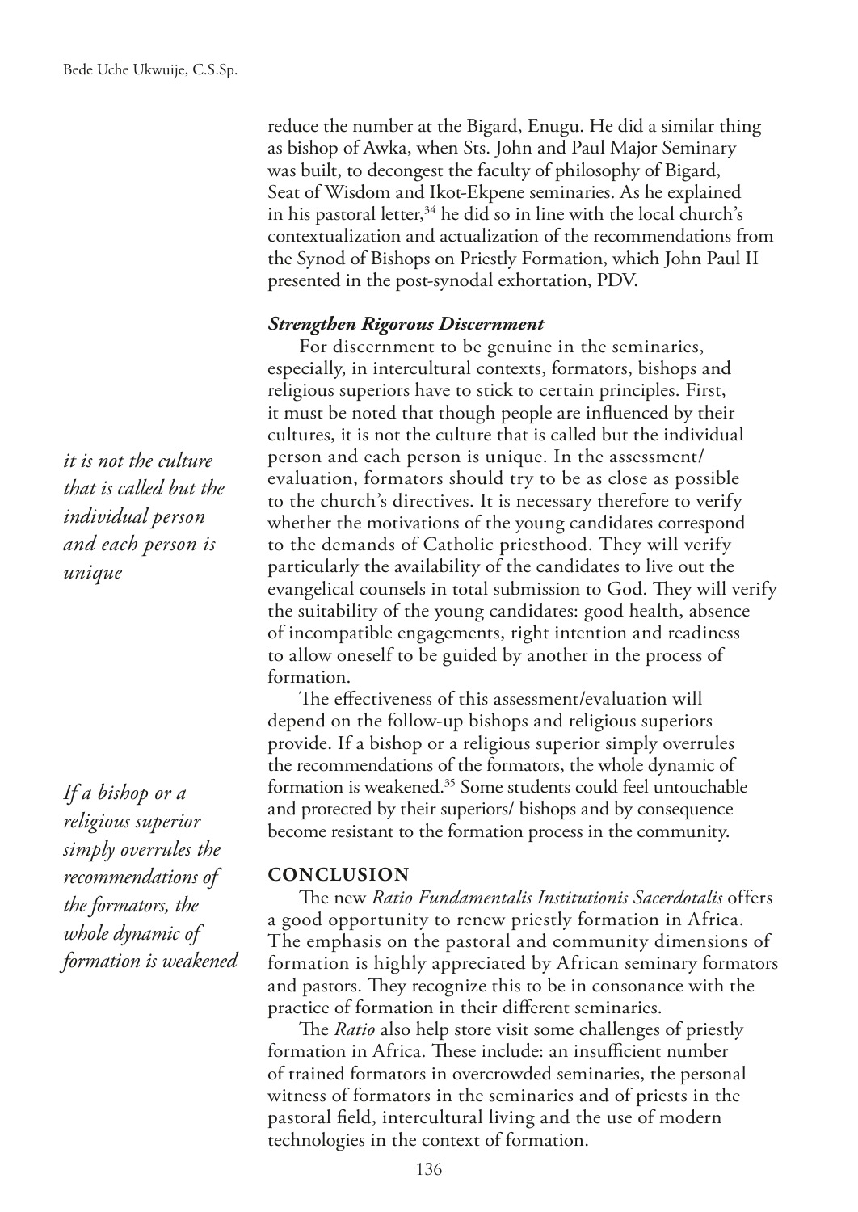reduce the number at the Bigard, Enugu. He did a similar thing as bishop of Awka, when Sts. John and Paul Major Seminary was built, to decongest the faculty of philosophy of Bigard, Seat of Wisdom and Ikot-Ekpene seminaries. As he explained in his pastoral letter,[34] he did so in line with the local church's contextualization and actualization of the recommendations from the Synod of Bishops on Priestly Formation, which John Paul II presented in the post-synodal exhortation, PDV.

### *Strengthen Rigorous Discernment*

For discernment to be genuine in the seminaries, especially, in intercultural contexts, formators, bishops and religious superiors have to stick to certain principles. First, it must be noted that though people are influenced by their cultures, it is not the culture that is called but the individual person and each person is unique. In the assessment/ evaluation, formators should try to be as close as possible to the church's directives. It is necessary therefore to verify whether the motivations of the young candidates correspond to the demands of Catholic priesthood. They will verify particularly the availability of the candidates to live out the evangelical counsels in total submission to God. They will verify the suitability of the young candidates: good health, absence of incompatible engagements, right intention and readiness to allow oneself to be guided by another in the process of formation.

*it is not the culture that is called but the individual person and each person is unique*

The effectiveness of this assessment/evaluation will depend on the follow-up bishops and religious superiors provide. If a bishop or a religious superior simply overrules the recommendations of the formators, the whole dynamic of formation is weakened.[35] Some students could feel untouchable and protected by their superiors/ bishops and by consequence become resistant to the formation process in the community.

*If a bishop or a religious superior simply overrules the recommendations of the formators, the whole dynamic of formation is weakened*

## CONCLUSION

The new *Ratio Fundamentalis Institutionis Sacerdotalis* offers a good opportunity to renew priestly formation in Africa. The emphasis on the pastoral and community dimensions of formation is highly appreciated by African seminary formators and pastors. They recognize this to be in consonance with the practice of formation in their different seminaries.

The *Ratio* also help store visit some challenges of priestly formation in Africa. These include: an insufficient number of trained formators in overcrowded seminaries, the personal witness of formators in the seminaries and of priests in the pastoral field, intercultural living and the use of modern technologies in the context of formation.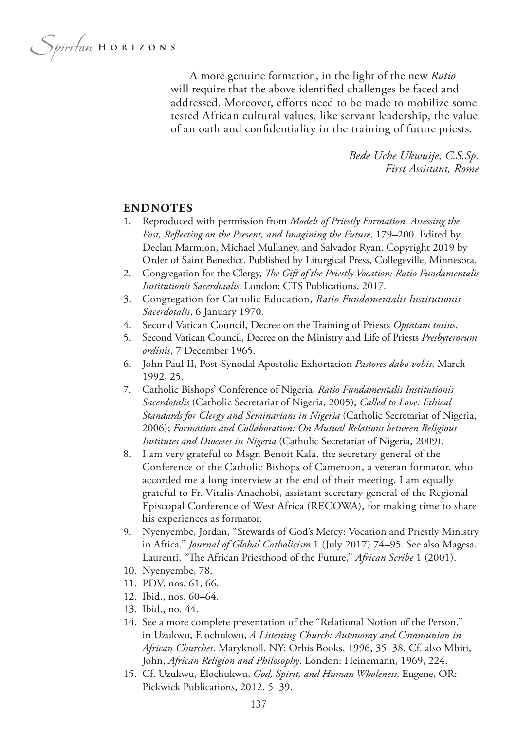A more genuine formation, in the light of the new *Ratio* will require that the above identified challenges be faced and addressed. Moreover, efforts need to be made to mobilize some tested African cultural values, like servant leadership, the value of an oath and confidentiality in the training of future priests.

*Bede Uche Ukwuije, C.S.Sp.*
*First Assistant, Rome*

## ENDNOTES

1. Reproduced with permission from *Models of Priestly Formation. Assessing the Past, Reflecting on the Present, and Imagining the Future*, 179–200. Edited by Declan Marmion, Michael Mullaney, and Salvador Ryan. Copyright 2019 by Order of Saint Benedict. Published by Liturgical Press, Collegeville, Minnesota.
2. Congregation for the Clergy, *The Gift of the Priestly Vocation: Ratio Fundamentalis Institutionis Sacerdotalis*. London: CTS Publications, 2017.
3. Congregation for Catholic Education, *Ratio Fundamentalis Institutionis Sacerdotalis*, 6 January 1970.
4. Second Vatican Council, Decree on the Training of Priests *Optatam totius*.
5. Second Vatican Council, Decree on the Ministry and Life of Priests *Presbyterorum ordinis*, 7 December 1965.
6. John Paul II, Post-Synodal Apostolic Exhortation *Pastores dabo vobis*, March 1992, 25.
7. Catholic Bishops' Conference of Nigeria, *Ratio Fundamentalis Institutionis Sacerdotalis* (Catholic Secretariat of Nigeria, 2005); *Called to Love: Ethical Standards for Clergy and Seminarians in Nigeria* (Catholic Secretariat of Nigeria, 2006); *Formation and Collaboration: On Mutual Relations between Religious Institutes and Dioceses in Nigeria* (Catholic Secretariat of Nigeria, 2009).
8. I am very grateful to Msgr. Benoit Kala, the secretary general of the Conference of the Catholic Bishops of Cameroon, a veteran formator, who accorded me a long interview at the end of their meeting. I am equally grateful to Fr. Vitalis Anaehobi, assistant secretary general of the Regional Episcopal Conference of West Africa (RECOWA), for making time to share his experiences as formator.
9. Nyenyembe, Jordan, "Stewards of God's Mercy: Vocation and Priestly Ministry in Africa," *Journal of Global Catholicism* 1 (July 2017) 74–95. See also Magesa, Laurenti, "The African Priesthood of the Future," *African Scribe* 1 (2001).
10. Nyenyembe, 78.
11. PDV, nos. 61, 66.
12. Ibid., nos. 60–64.
13. Ibid., no. 44.
14. See a more complete presentation of the "Relational Notion of the Person," in Uzukwu, Elochukwu, *A Listening Church: Autonomy and Communion in African Churches*. Maryknoll, NY: Orbis Books, 1996, 35–38. Cf. also Mbiti, John, *African Religion and Philosophy*. London: Heinemann, 1969, 224.
15. Cf. Uzukwu, Elochukwu, *God, Spirit, and Human Wholeness*. Eugene, OR: Pickwick Publications, 2012, 5–39.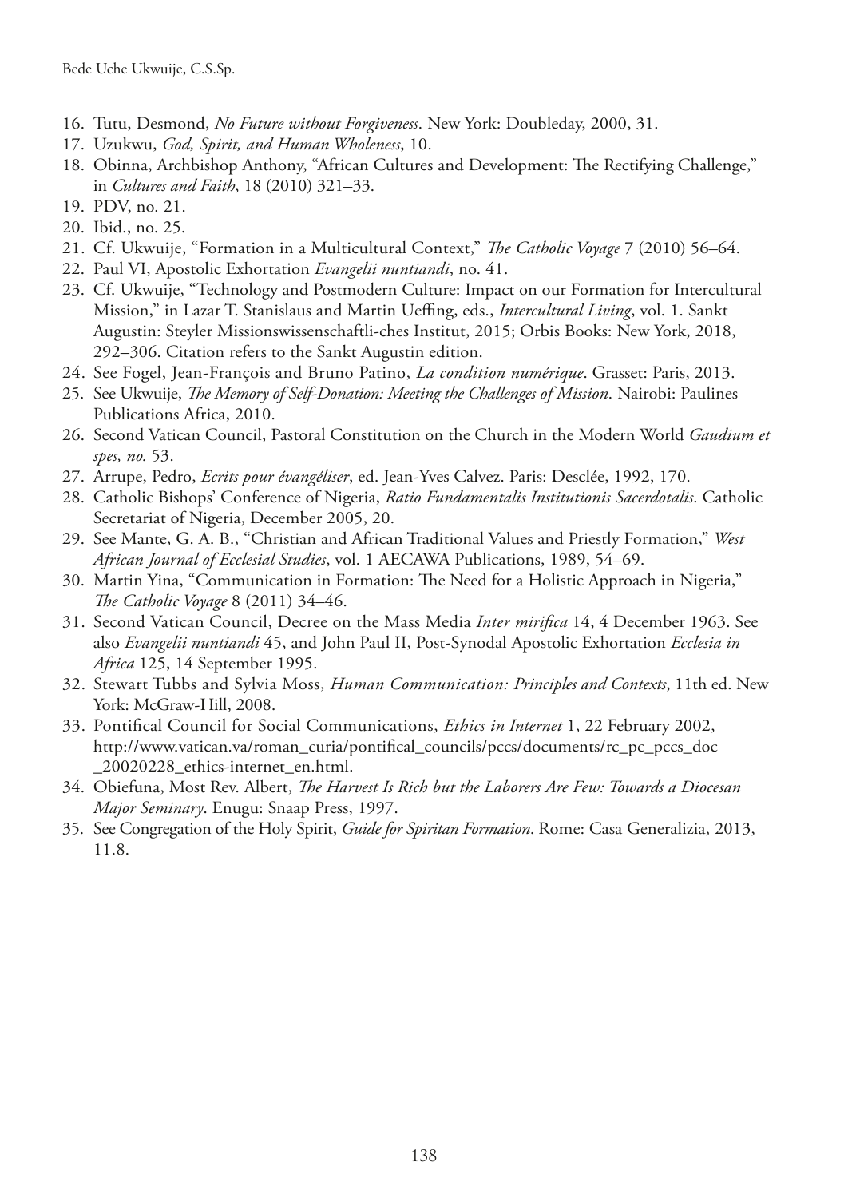16. Tutu, Desmond, *No Future without Forgiveness*. New York: Doubleday, 2000, 31.
17. Uzukwu, *God, Spirit, and Human Wholeness*, 10.
18. Obinna, Archbishop Anthony, "African Cultures and Development: The Rectifying Challenge," in *Cultures and Faith*, 18 (2010) 321–33.
19. PDV, no. 21.
20. Ibid., no. 25.
21. Cf. Ukwuije, "Formation in a Multicultural Context," *The Catholic Voyage* 7 (2010) 56–64.
22. Paul VI, Apostolic Exhortation *Evangelii nuntiandi*, no. 41.
23. Cf. Ukwuije, "Technology and Postmodern Culture: Impact on our Formation for Intercultural Mission," in Lazar T. Stanislaus and Martin Ueffing, eds., *Intercultural Living*, vol. 1. Sankt Augustin: Steyler Missionswissenschaftli-ches Institut, 2015; Orbis Books: New York, 2018, 292–306. Citation refers to the Sankt Augustin edition.
24. See Fogel, Jean-François and Bruno Patino, *La condition numérique*. Grasset: Paris, 2013.
25. See Ukwuije, *The Memory of Self-Donation: Meeting the Challenges of Mission*. Nairobi: Paulines Publications Africa, 2010.
26. Second Vatican Council, Pastoral Constitution on the Church in the Modern World *Gaudium et spes, no.* 53.
27. Arrupe, Pedro, *Ecrits pour évangéliser*, ed. Jean-Yves Calvez. Paris: Desclée, 1992, 170.
28. Catholic Bishops' Conference of Nigeria, *Ratio Fundamentalis Institutionis Sacerdotalis*. Catholic Secretariat of Nigeria, December 2005, 20.
29. See Mante, G. A. B., "Christian and African Traditional Values and Priestly Formation," *West African Journal of Ecclesial Studies*, vol. 1 AECAWA Publications, 1989, 54–69.
30. Martin Yina, "Communication in Formation: The Need for a Holistic Approach in Nigeria," *The Catholic Voyage* 8 (2011) 34–46.
31. Second Vatican Council, Decree on the Mass Media *Inter mirifica* 14, 4 December 1963. See also *Evangelii nuntiandi* 45, and John Paul II, Post-Synodal Apostolic Exhortation *Ecclesia in Africa* 125, 14 September 1995.
32. Stewart Tubbs and Sylvia Moss, *Human Communication: Principles and Contexts*, 11th ed. New York: McGraw-Hill, 2008.
33. Pontifical Council for Social Communications, *Ethics in Internet* 1, 22 February 2002, http://www.vatican.va/roman_curia/pontifical_councils/pccs/documents/rc_pc_pccs_doc_20020228_ethics-internet_en.html.
34. Obiefuna, Most Rev. Albert, *The Harvest Is Rich but the Laborers Are Few: Towards a Diocesan Major Seminary*. Enugu: Snaap Press, 1997.
35. See Congregation of the Holy Spirit, *Guide for Spiritan Formation*. Rome: Casa Generalizia, 2013, 11.8.